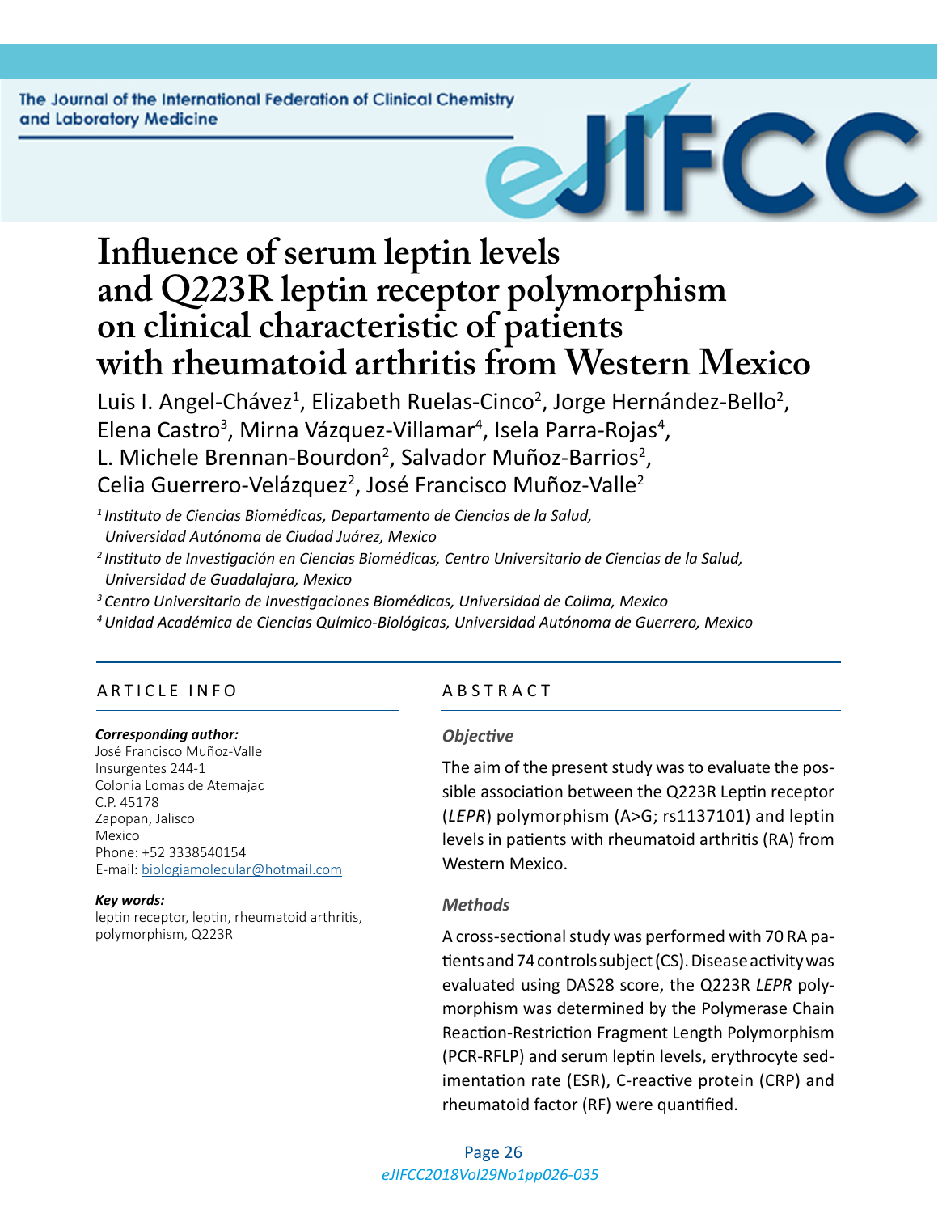# Influence of serum leptin levels and Q223R leptin receptor polymorphism on clinical characteristic of patients with rheumatoid arthritis from Western Mexico

Luis I. Angel-Chávez[1], Elizabeth Ruelas-Cinco[2], Jorge Hernández-Bello[2], Elena Castro[3], Mirna Vázquez-Villamar[4], Isela Parra-Rojas[4], L. Michele Brennan-Bourdon[2], Salvador Muñoz-Barrios[2], Celia Guerrero-Velázquez[2], José Francisco Muñoz-Valle[2]

*[1] Instituto de Ciencias Biomédicas, Departamento de Ciencias de la Salud, Universidad Autónoma de Ciudad Juárez, Mexico*

*[2] Instituto de Investigación en Ciencias Biomédicas, Centro Universitario de Ciencias de la Salud, Universidad de Guadalajara, Mexico*

*[3] Centro Universitario de Investigaciones Biomédicas, Universidad de Colima, Mexico*

*[4] Unidad Académica de Ciencias Químico-Biológicas, Universidad Autónoma de Guerrero, Mexico*

## ARTICLE INFO

***Corresponding author:***
José Francisco Muñoz-Valle
Insurgentes 244-1
Colonia Lomas de Atemajac
C.P. 45178
Zapopan, Jalisco
Mexico
Phone: +52 3338540154
E-mail: biologiamolecular@hotmail.com

***Key words:***
leptin receptor, leptin, rheumatoid arthritis, polymorphism, Q223R

## ABSTRACT

### *Objective*

The aim of the present study was to evaluate the possible association between the Q223R Leptin receptor (*LEPR*) polymorphism (A>G; rs1137101) and leptin levels in patients with rheumatoid arthritis (RA) from Western Mexico.

### *Methods*

A cross-sectional study was performed with 70 RA patients and 74 controls subject (CS). Disease activity was evaluated using DAS28 score, the Q223R *LEPR* polymorphism was determined by the Polymerase Chain Reaction-Restriction Fragment Length Polymorphism (PCR-RFLP) and serum leptin levels, erythrocyte sedimentation rate (ESR), C-reactive protein (CRP) and rheumatoid factor (RF) were quantified.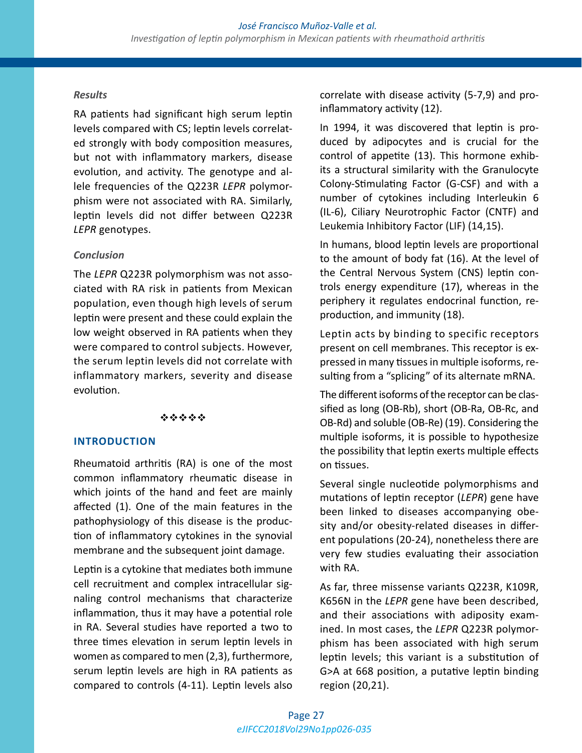### *Results*

RA patients had significant high serum leptin levels compared with CS; leptin levels correlated strongly with body composition measures, but not with inflammatory markers, disease evolution, and activity. The genotype and allele frequencies of the Q223R *LEPR* polymorphism were not associated with RA. Similarly, leptin levels did not differ between Q223R *LEPR* genotypes.

### *Conclusion*

The *LEPR* Q223R polymorphism was not associated with RA risk in patients from Mexican population, even though high levels of serum leptin were present and these could explain the low weight observed in RA patients when they were compared to control subjects. However, the serum leptin levels did not correlate with inflammatory markers, severity and disease evolution.

❖❖❖❖❖

## INTRODUCTION

Rheumatoid arthritis (RA) is one of the most common inflammatory rheumatic disease in which joints of the hand and feet are mainly affected (1). One of the main features in the pathophysiology of this disease is the production of inflammatory cytokines in the synovial membrane and the subsequent joint damage.

Leptin is a cytokine that mediates both immune cell recruitment and complex intracellular signaling control mechanisms that characterize inflammation, thus it may have a potential role in RA. Several studies have reported a two to three times elevation in serum leptin levels in women as compared to men (2,3), furthermore, serum leptin levels are high in RA patients as compared to controls (4-11). Leptin levels also correlate with disease activity (5-7,9) and pro-inflammatory activity (12).

In 1994, it was discovered that leptin is produced by adipocytes and is crucial for the control of appetite (13). This hormone exhibits a structural similarity with the Granulocyte Colony-Stimulating Factor (G-CSF) and with a number of cytokines including Interleukin 6 (IL-6), Ciliary Neurotrophic Factor (CNTF) and Leukemia Inhibitory Factor (LIF) (14,15).

In humans, blood leptin levels are proportional to the amount of body fat (16). At the level of the Central Nervous System (CNS) leptin controls energy expenditure (17), whereas in the periphery it regulates endocrinal function, reproduction, and immunity (18).

Leptin acts by binding to specific receptors present on cell membranes. This receptor is expressed in many tissues in multiple isoforms, resulting from a "splicing" of its alternate mRNA.

The different isoforms of the receptor can be classified as long (OB-Rb), short (OB-Ra, OB-Rc, and OB-Rd) and soluble (OB-Re) (19). Considering the multiple isoforms, it is possible to hypothesize the possibility that leptin exerts multiple effects on tissues.

Several single nucleotide polymorphisms and mutations of leptin receptor (*LEPR*) gene have been linked to diseases accompanying obesity and/or obesity-related diseases in different populations (20-24), nonetheless there are very few studies evaluating their association with RA.

As far, three missense variants Q223R, K109R, K656N in the *LEPR* gene have been described, and their associations with adiposity examined. In most cases, the *LEPR* Q223R polymorphism has been associated with high serum leptin levels; this variant is a substitution of G>A at 668 position, a putative leptin binding region (20,21).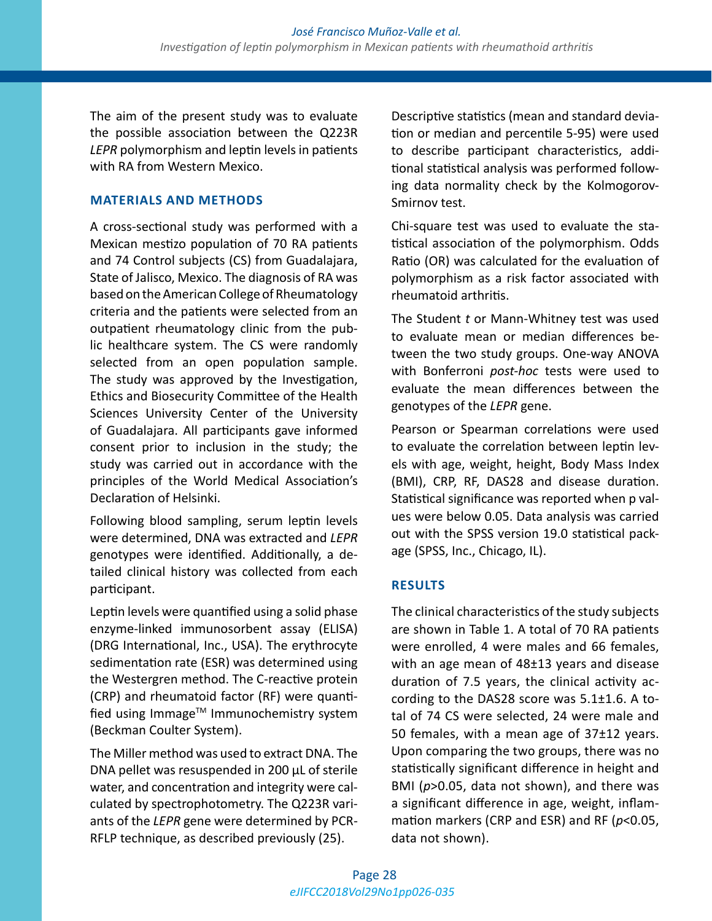The aim of the present study was to evaluate the possible association between the Q223R *LEPR* polymorphism and leptin levels in patients with RA from Western Mexico.

## MATERIALS AND METHODS

A cross-sectional study was performed with a Mexican mestizo population of 70 RA patients and 74 Control subjects (CS) from Guadalajara, State of Jalisco, Mexico. The diagnosis of RA was based on the American College of Rheumatology criteria and the patients were selected from an outpatient rheumatology clinic from the public healthcare system. The CS were randomly selected from an open population sample. The study was approved by the Investigation, Ethics and Biosecurity Committee of the Health Sciences University Center of the University of Guadalajara. All participants gave informed consent prior to inclusion in the study; the study was carried out in accordance with the principles of the World Medical Association's Declaration of Helsinki.

Following blood sampling, serum leptin levels were determined, DNA was extracted and *LEPR* genotypes were identified. Additionally, a detailed clinical history was collected from each participant.

Leptin levels were quantified using a solid phase enzyme-linked immunosorbent assay (ELISA) (DRG International, Inc., USA). The erythrocyte sedimentation rate (ESR) was determined using the Westergren method. The C-reactive protein (CRP) and rheumatoid factor (RF) were quantified using Immage™ Immunochemistry system (Beckman Coulter System).

The Miller method was used to extract DNA. The DNA pellet was resuspended in 200 µL of sterile water, and concentration and integrity were calculated by spectrophotometry. The Q223R variants of the *LEPR* gene were determined by PCR-RFLP technique, as described previously (25).

Descriptive statistics (mean and standard deviation or median and percentile 5-95) were used to describe participant characteristics, additional statistical analysis was performed following data normality check by the Kolmogorov-Smirnov test.

Chi-square test was used to evaluate the statistical association of the polymorphism. Odds Ratio (OR) was calculated for the evaluation of polymorphism as a risk factor associated with rheumatoid arthritis.

The Student *t* or Mann-Whitney test was used to evaluate mean or median differences between the two study groups. One-way ANOVA with Bonferroni *post-hoc* tests were used to evaluate the mean differences between the genotypes of the *LEPR* gene.

Pearson or Spearman correlations were used to evaluate the correlation between leptin levels with age, weight, height, Body Mass Index (BMI), CRP, RF, DAS28 and disease duration. Statistical significance was reported when p values were below 0.05. Data analysis was carried out with the SPSS version 19.0 statistical package (SPSS, Inc., Chicago, IL).

## RESULTS

The clinical characteristics of the study subjects are shown in Table 1. A total of 70 RA patients were enrolled, 4 were males and 66 females, with an age mean of 48±13 years and disease duration of 7.5 years, the clinical activity according to the DAS28 score was 5.1±1.6. A total of 74 CS were selected, 24 were male and 50 females, with a mean age of 37±12 years. Upon comparing the two groups, there was no statistically significant difference in height and BMI ($p>0.05$, data not shown), and there was a significant difference in age, weight, inflammation markers (CRP and ESR) and RF ($p<0.05$, data not shown).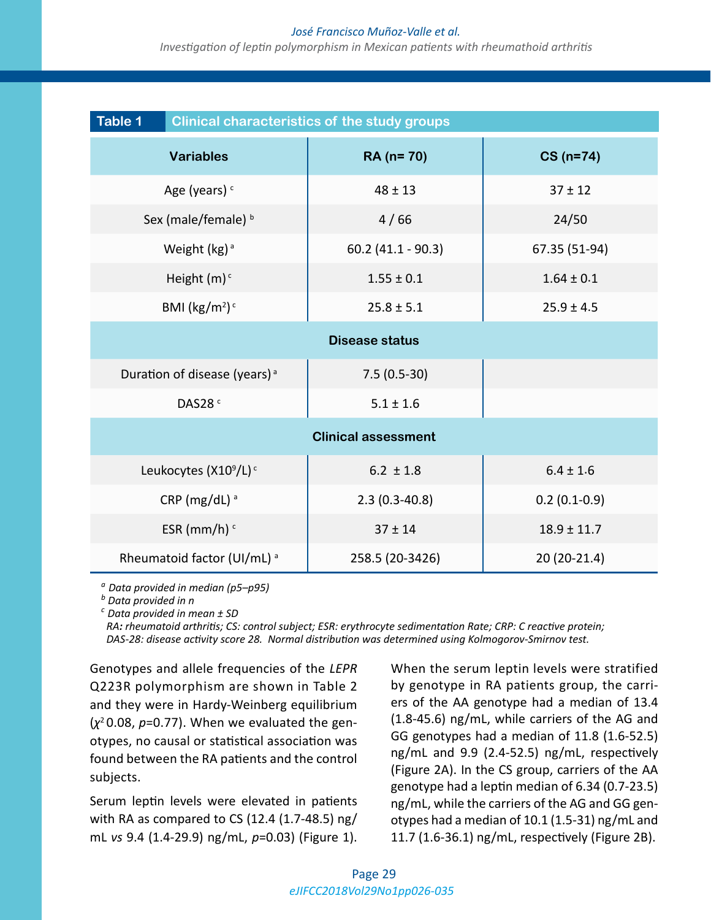**Table 1** Clinical characteristics of the study groups

| Variables | RA (n= 70) | CS (n=74) |
|---|---|---|
| Age (years) [c] | 48 ± 13 | 37 ± 12 |
| Sex (male/female) [b] | 4 / 66 | 24/50 |
| Weight (kg) [a] | 60.2 (41.1 - 90.3) | 67.35 (51-94) |
| Height (m) [c] | 1.55 ± 0.1 | 1.64 ± 0.1 |
| BMI (kg/m$^2$) [c] | 25.8 ± 5.1 | 25.9 ± 4.5 |
| **Disease status** | | |
| Duration of disease (years) [a] | 7.5 (0.5-30) | |
| DAS28 [c] | 5.1 ± 1.6 | |
| **Clinical assessment** | | |
| Leukocytes (X10$^9$/L) [c] | 6.2 ± 1.8 | 6.4 ± 1.6 |
| CRP (mg/dL) [a] | 2.3 (0.3-40.8) | 0.2 (0.1-0.9) |
| ESR (mm/h) [c] | 37 ± 14 | 18.9 ± 11.7 |
| Rheumatoid factor (UI/mL) [a] | 258.5 (20-3426) | 20 (20-21.4) |

*[a] Data provided in median (p5–p95)*
*[b] Data provided in n*
*[c] Data provided in mean ± SD*
*RA: rheumatoid arthritis; CS: control subject; ESR: erythrocyte sedimentation Rate; CRP: C reactive protein; DAS-28: disease activity score 28. Normal distribution was determined using Kolmogorov-Smirnov test.*

Genotypes and allele frequencies of the *LEPR* Q223R polymorphism are shown in Table 2 and they were in Hardy-Weinberg equilibrium ($\chi^2$ 0.08, $p$=0.77). When we evaluated the genotypes, no causal or statistical association was found between the RA patients and the control subjects.

Serum leptin levels were elevated in patients with RA as compared to CS (12.4 (1.7-48.5) ng/mL *vs* 9.4 (1.4-29.9) ng/mL, $p$=0.03) (Figure 1).

When the serum leptin levels were stratified by genotype in RA patients group, the carriers of the AA genotype had a median of 13.4 (1.8-45.6) ng/mL, while carriers of the AG and GG genotypes had a median of 11.8 (1.6-52.5) ng/mL and 9.9 (2.4-52.5) ng/mL, respectively (Figure 2A). In the CS group, carriers of the AA genotype had a leptin median of 6.34 (0.7-23.5) ng/mL, while the carriers of the AG and GG genotypes had a median of 10.1 (1.5-31) ng/mL and 11.7 (1.6-36.1) ng/mL, respectively (Figure 2B).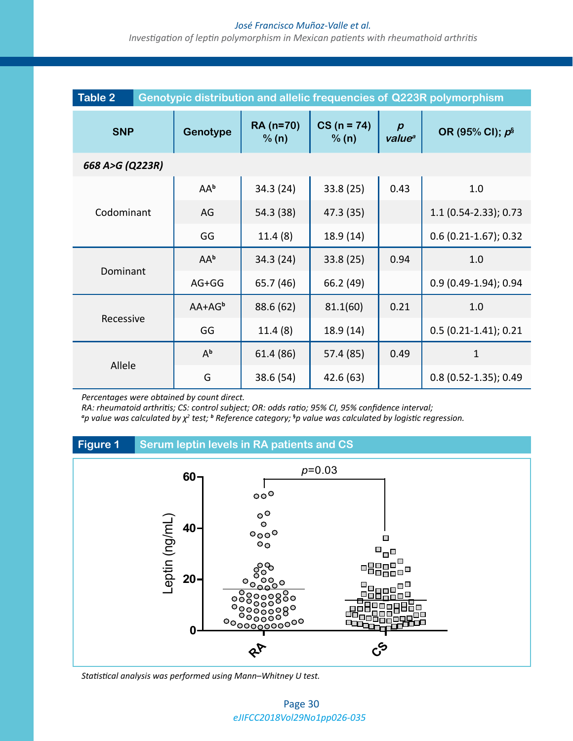**Table 2** Genotypic distribution and allelic frequencies of Q223R polymorphism

| SNP | Genotype | RA (n=70) % (n) | CS (n = 74) % (n) | *p value*[a] | OR (95% CI); *p*[§] |
|---|---|---|---|---|---|
| ***668 A>G (Q223R)*** | | | | | |
| Codominant | AA[b] | 34.3 (24) | 33.8 (25) | 0.43 | 1.0 |
| | AG | 54.3 (38) | 47.3 (35) | | 1.1 (0.54-2.33); 0.73 |
| | GG | 11.4 (8) | 18.9 (14) | | 0.6 (0.21-1.67); 0.32 |
| Dominant | AA[b] | 34.3 (24) | 33.8 (25) | 0.94 | 1.0 |
| | AG+GG | 65.7 (46) | 66.2 (49) | | 0.9 (0.49-1.94); 0.94 |
| Recessive | AA+AG[b] | 88.6 (62) | 81.1(60) | 0.21 | 1.0 |
| | GG | 11.4 (8) | 18.9 (14) | | 0.5 (0.21-1.41); 0.21 |
| Allele | A[b] | 61.4 (86) | 57.4 (85) | 0.49 | 1 |
| | G | 38.6 (54) | 42.6 (63) | | 0.8 (0.52-1.35); 0.49 |

*Percentages were obtained by count direct.*
*RA: rheumatoid arthritis; CS: control subject; OR: odds ratio; 95% CI, 95% confidence interval;*
*[a]p value was calculated by $\chi^2$ test; [b] Reference category; [§]p value was calculated by logistic regression.*

**Figure 1** Serum leptin levels in RA patients and CS

*Statistical analysis was performed using Mann–Whitney U test.*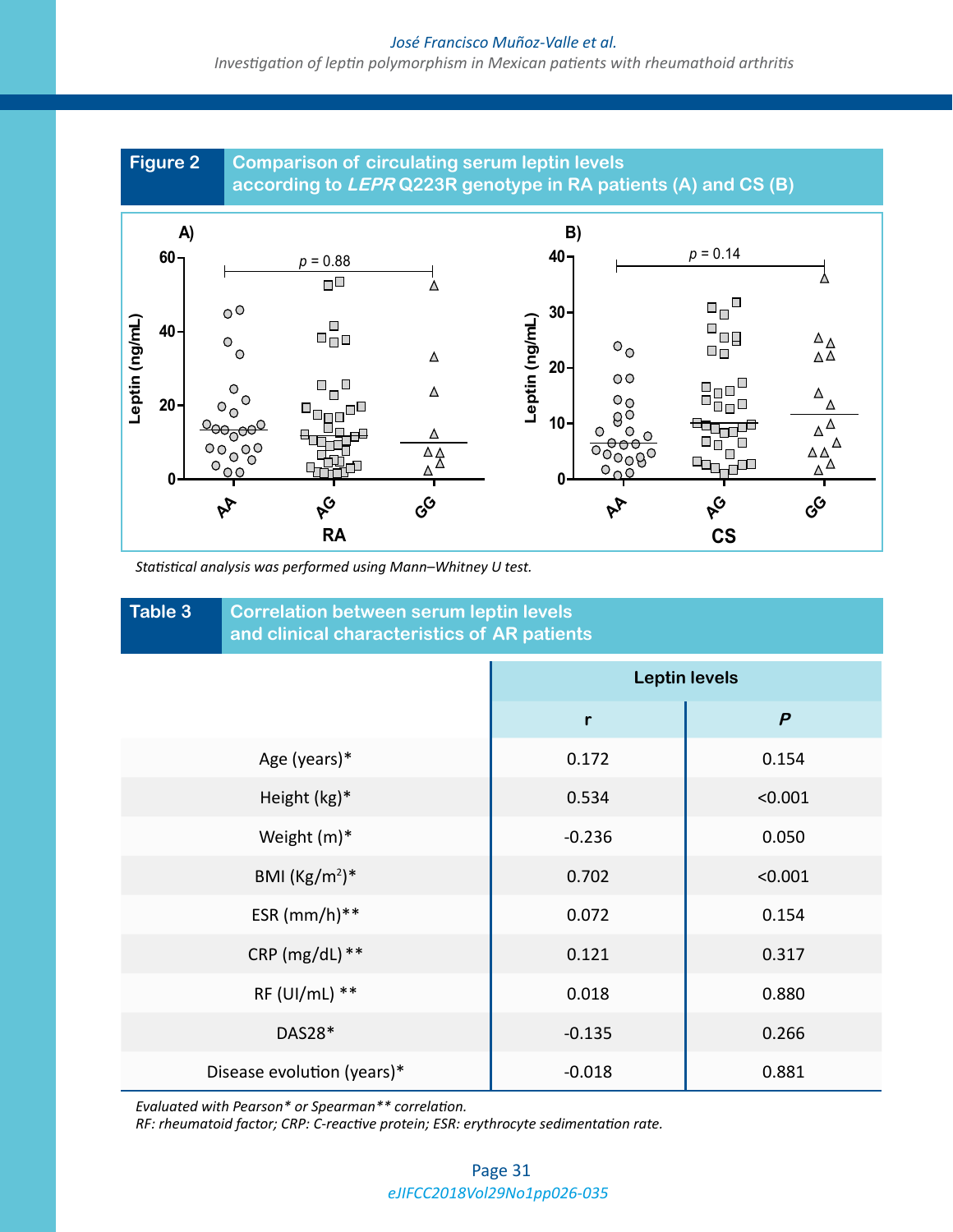**Figure 2** Comparison of circulating serum leptin levels according to *LEPR* Q223R genotype in RA patients (A) and CS (B)

*Statistical analysis was performed using Mann–Whitney U test.*

**Table 3** Correlation between serum leptin levels and clinical characteristics of AR patients

| | Leptin levels | |
|---|---|---|
| | r | *P* |
| Age (years)* | 0.172 | 0.154 |
| Height (kg)* | 0.534 | <0.001 |
| Weight (m)* | -0.236 | 0.050 |
| BMI (Kg/m$^2$)* | 0.702 | <0.001 |
| ESR (mm/h)** | 0.072 | 0.154 |
| CRP (mg/dL) ** | 0.121 | 0.317 |
| RF (UI/mL) ** | 0.018 | 0.880 |
| DAS28* | -0.135 | 0.266 |
| Disease evolution (years)* | -0.018 | 0.881 |

*Evaluated with Pearson* or Spearman** correlation.*
*RF: rheumatoid factor; CRP: C-reactive protein; ESR: erythrocyte sedimentation rate.*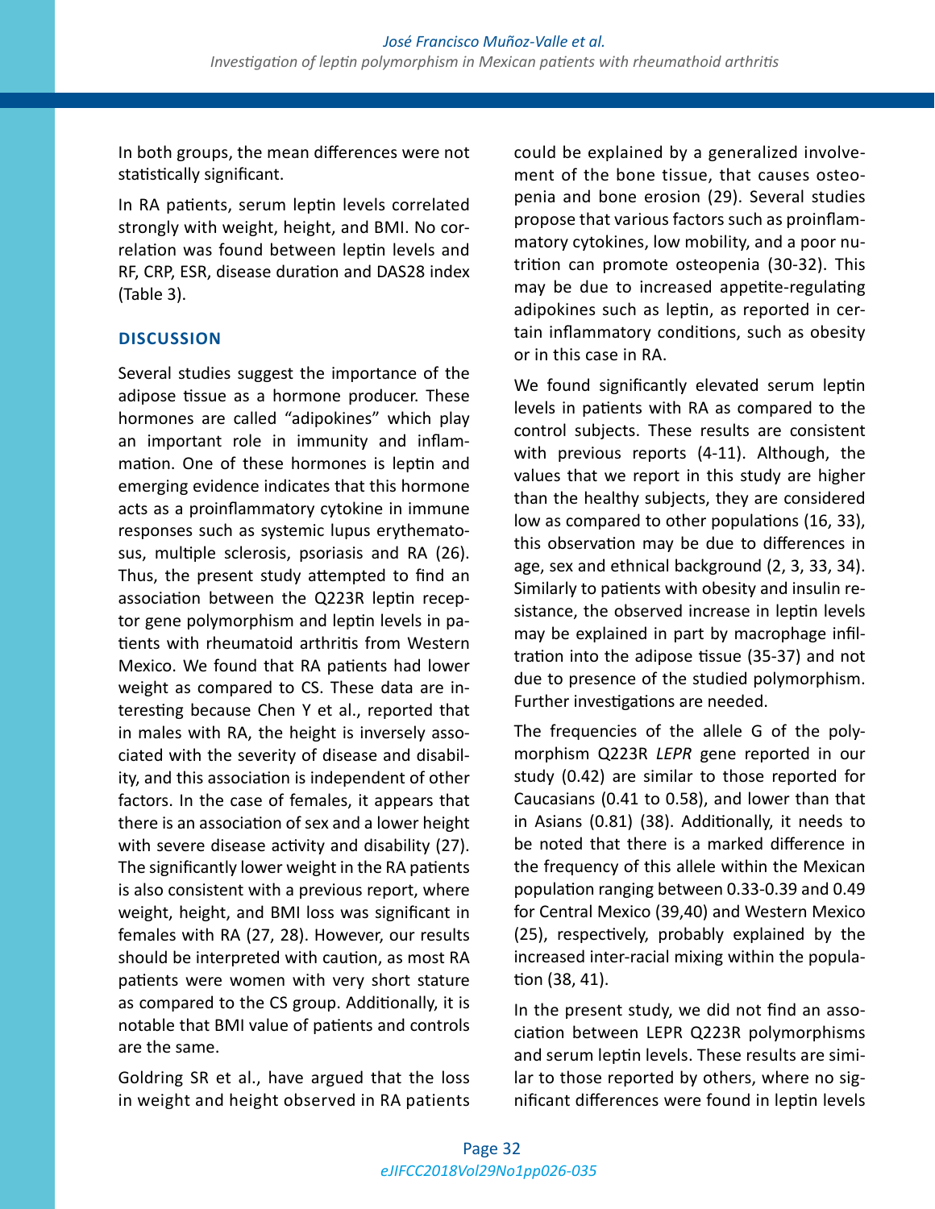In both groups, the mean differences were not statistically significant.

In RA patients, serum leptin levels correlated strongly with weight, height, and BMI. No correlation was found between leptin levels and RF, CRP, ESR, disease duration and DAS28 index (Table 3).

## DISCUSSION

Several studies suggest the importance of the adipose tissue as a hormone producer. These hormones are called "adipokines" which play an important role in immunity and inflammation. One of these hormones is leptin and emerging evidence indicates that this hormone acts as a proinflammatory cytokine in immune responses such as systemic lupus erythematosus, multiple sclerosis, psoriasis and RA (26). Thus, the present study attempted to find an association between the Q223R leptin receptor gene polymorphism and leptin levels in patients with rheumatoid arthritis from Western Mexico. We found that RA patients had lower weight as compared to CS. These data are interesting because Chen Y et al., reported that in males with RA, the height is inversely associated with the severity of disease and disability, and this association is independent of other factors. In the case of females, it appears that there is an association of sex and a lower height with severe disease activity and disability (27). The significantly lower weight in the RA patients is also consistent with a previous report, where weight, height, and BMI loss was significant in females with RA (27, 28). However, our results should be interpreted with caution, as most RA patients were women with very short stature as compared to the CS group. Additionally, it is notable that BMI value of patients and controls are the same.

Goldring SR et al., have argued that the loss in weight and height observed in RA patients could be explained by a generalized involvement of the bone tissue, that causes osteopenia and bone erosion (29). Several studies propose that various factors such as proinflammatory cytokines, low mobility, and a poor nutrition can promote osteopenia (30-32). This may be due to increased appetite-regulating adipokines such as leptin, as reported in certain inflammatory conditions, such as obesity or in this case in RA.

We found significantly elevated serum leptin levels in patients with RA as compared to the control subjects. These results are consistent with previous reports (4-11). Although, the values that we report in this study are higher than the healthy subjects, they are considered low as compared to other populations (16, 33), this observation may be due to differences in age, sex and ethnical background (2, 3, 33, 34). Similarly to patients with obesity and insulin resistance, the observed increase in leptin levels may be explained in part by macrophage infiltration into the adipose tissue (35-37) and not due to presence of the studied polymorphism. Further investigations are needed.

The frequencies of the allele G of the polymorphism Q223R *LEPR* gene reported in our study (0.42) are similar to those reported for Caucasians (0.41 to 0.58), and lower than that in Asians (0.81) (38). Additionally, it needs to be noted that there is a marked difference in the frequency of this allele within the Mexican population ranging between 0.33-0.39 and 0.49 for Central Mexico (39,40) and Western Mexico (25), respectively, probably explained by the increased inter-racial mixing within the population (38, 41).

In the present study, we did not find an association between LEPR Q223R polymorphisms and serum leptin levels. These results are similar to those reported by others, where no significant differences were found in leptin levels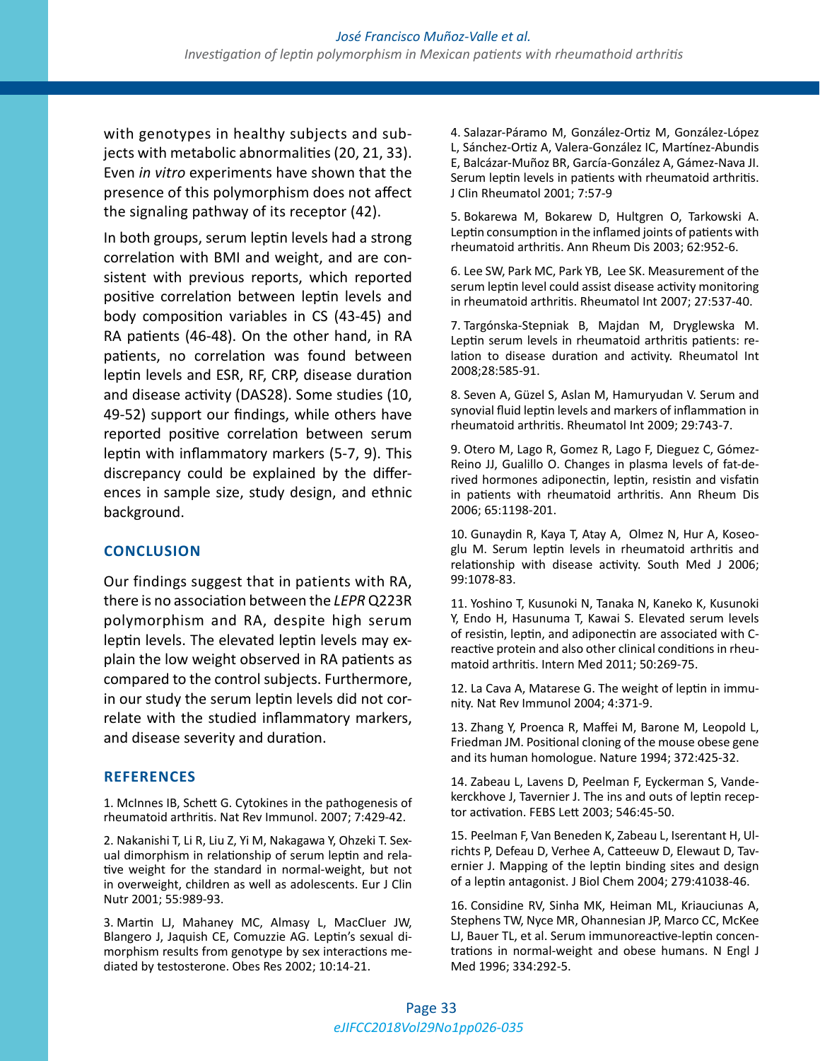with genotypes in healthy subjects and subjects with metabolic abnormalities (20, 21, 33). Even *in vitro* experiments have shown that the presence of this polymorphism does not affect the signaling pathway of its receptor (42).

In both groups, serum leptin levels had a strong correlation with BMI and weight, and are consistent with previous reports, which reported positive correlation between leptin levels and body composition variables in CS (43-45) and RA patients (46-48). On the other hand, in RA patients, no correlation was found between leptin levels and ESR, RF, CRP, disease duration and disease activity (DAS28). Some studies (10, 49-52) support our findings, while others have reported positive correlation between serum leptin with inflammatory markers (5-7, 9). This discrepancy could be explained by the differences in sample size, study design, and ethnic background.

## CONCLUSION

Our findings suggest that in patients with RA, there is no association between the *LEPR* Q223R polymorphism and RA, despite high serum leptin levels. The elevated leptin levels may explain the low weight observed in RA patients as compared to the control subjects. Furthermore, in our study the serum leptin levels did not correlate with the studied inflammatory markers, and disease severity and duration.

## REFERENCES

1. McInnes IB, Schett G. Cytokines in the pathogenesis of rheumatoid arthritis. Nat Rev Immunol. 2007; 7:429-42.

2. Nakanishi T, Li R, Liu Z, Yi M, Nakagawa Y, Ohzeki T. Sexual dimorphism in relationship of serum leptin and relative weight for the standard in normal-weight, but not in overweight, children as well as adolescents. Eur J Clin Nutr 2001; 55:989-93.

3. Martin LJ, Mahaney MC, Almasy L, MacCluer JW, Blangero J, Jaquish CE, Comuzzie AG. Leptin's sexual dimorphism results from genotype by sex interactions mediated by testosterone. Obes Res 2002; 10:14-21.

4. Salazar-Páramo M, González-Ortiz M, González-López L, Sánchez-Ortiz A, Valera-González IC, Martínez-Abundis E, Balcázar-Muñoz BR, García-González A, Gámez-Nava JI. Serum leptin levels in patients with rheumatoid arthritis. J Clin Rheumatol 2001; 7:57-9

5. Bokarewa M, Bokarew D, Hultgren O, Tarkowski A. Leptin consumption in the inflamed joints of patients with rheumatoid arthritis. Ann Rheum Dis 2003; 62:952-6.

6. Lee SW, Park MC, Park YB, Lee SK. Measurement of the serum leptin level could assist disease activity monitoring in rheumatoid arthritis. Rheumatol Int 2007; 27:537-40.

7. Targónska-Stepniak B, Majdan M, Dryglewska M. Leptin serum levels in rheumatoid arthritis patients: relation to disease duration and activity. Rheumatol Int 2008;28:585-91.

8. Seven A, Güzel S, Aslan M, Hamuryudan V. Serum and synovial fluid leptin levels and markers of inflammation in rheumatoid arthritis. Rheumatol Int 2009; 29:743-7.

9. Otero M, Lago R, Gomez R, Lago F, Dieguez C, Gómez-Reino JJ, Gualillo O. Changes in plasma levels of fat-derived hormones adiponectin, leptin, resistin and visfatin in patients with rheumatoid arthritis. Ann Rheum Dis 2006; 65:1198-201.

10. Gunaydin R, Kaya T, Atay A, Olmez N, Hur A, Koseoglu M. Serum leptin levels in rheumatoid arthritis and relationship with disease activity. South Med J 2006; 99:1078-83.

11. Yoshino T, Kusunoki N, Tanaka N, Kaneko K, Kusunoki Y, Endo H, Hasunuma T, Kawai S. Elevated serum levels of resistin, leptin, and adiponectin are associated with C-reactive protein and also other clinical conditions in rheumatoid arthritis. Intern Med 2011; 50:269-75.

12. La Cava A, Matarese G. The weight of leptin in immunity. Nat Rev Immunol 2004; 4:371-9.

13. Zhang Y, Proenca R, Maffei M, Barone M, Leopold L, Friedman JM. Positional cloning of the mouse obese gene and its human homologue. Nature 1994; 372:425-32.

14. Zabeau L, Lavens D, Peelman F, Eyckerman S, Vandekerckhove J, Tavernier J. The ins and outs of leptin receptor activation. FEBS Lett 2003; 546:45-50.

15. Peelman F, Van Beneden K, Zabeau L, Iserentant H, Ulrichts P, Defeau D, Verhee A, Catteeuw D, Elewaut D, Tavernier J. Mapping of the leptin binding sites and design of a leptin antagonist. J Biol Chem 2004; 279:41038-46.

16. Considine RV, Sinha MK, Heiman ML, Kriauciunas A, Stephens TW, Nyce MR, Ohannesian JP, Marco CC, McKee LJ, Bauer TL, et al. Serum immunoreactive-leptin concentrations in normal-weight and obese humans. N Engl J Med 1996; 334:292-5.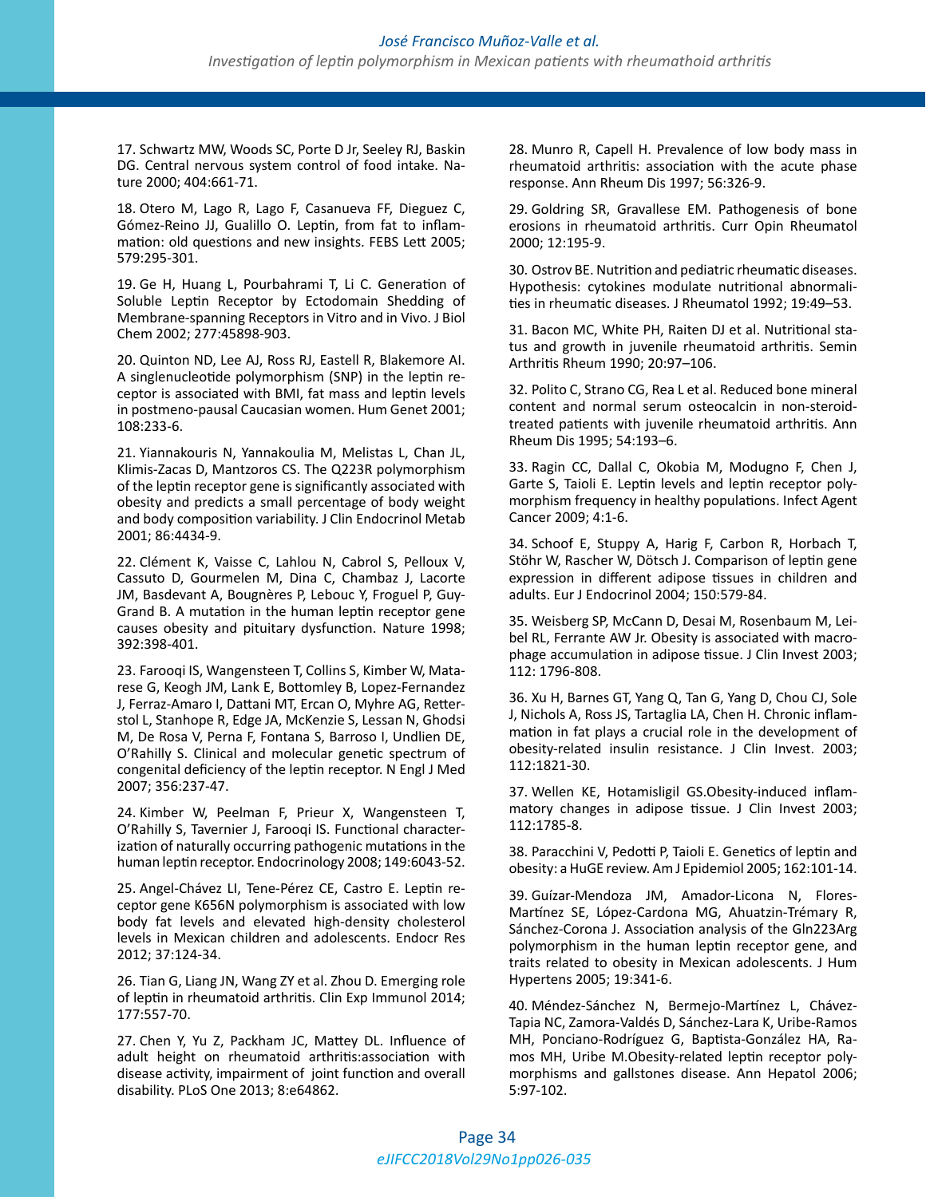17. Schwartz MW, Woods SC, Porte D Jr, Seeley RJ, Baskin DG. Central nervous system control of food intake. Nature 2000; 404:661-71.

18. Otero M, Lago R, Lago F, Casanueva FF, Dieguez C, Gómez-Reino JJ, Gualillo O. Leptin, from fat to inflammation: old questions and new insights. FEBS Lett 2005; 579:295-301.

19. Ge H, Huang L, Pourbahrami T, Li C. Generation of Soluble Leptin Receptor by Ectodomain Shedding of Membrane-spanning Receptors in Vitro and in Vivo. J Biol Chem 2002; 277:45898-903.

20. Quinton ND, Lee AJ, Ross RJ, Eastell R, Blakemore AI. A singlenucleotide polymorphism (SNP) in the leptin receptor is associated with BMI, fat mass and leptin levels in postmeno-pausal Caucasian women. Hum Genet 2001; 108:233-6.

21. Yiannakouris N, Yannakoulia M, Melistas L, Chan JL, Klimis-Zacas D, Mantzoros CS. The Q223R polymorphism of the leptin receptor gene is significantly associated with obesity and predicts a small percentage of body weight and body composition variability. J Clin Endocrinol Metab 2001; 86:4434-9.

22. Clément K, Vaisse C, Lahlou N, Cabrol S, Pelloux V, Cassuto D, Gourmelen M, Dina C, Chambaz J, Lacorte JM, Basdevant A, Bougnères P, Lebouc Y, Froguel P, Guy-Grand B. A mutation in the human leptin receptor gene causes obesity and pituitary dysfunction. Nature 1998; 392:398-401.

23. Farooqi IS, Wangensteen T, Collins S, Kimber W, Matarese G, Keogh JM, Lank E, Bottomley B, Lopez-Fernandez J, Ferraz-Amaro I, Dattani MT, Ercan O, Myhre AG, Retterstol L, Stanhope R, Edge JA, McKenzie S, Lessan N, Ghodsi M, De Rosa V, Perna F, Fontana S, Barroso I, Undlien DE, O'Rahilly S. Clinical and molecular genetic spectrum of congenital deficiency of the leptin receptor. N Engl J Med 2007; 356:237-47.

24. Kimber W, Peelman F, Prieur X, Wangensteen T, O'Rahilly S, Tavernier J, Farooqi IS. Functional characterization of naturally occurring pathogenic mutations in the human leptin receptor. Endocrinology 2008; 149:6043-52.

25. Angel-Chávez LI, Tene-Pérez CE, Castro E. Leptin receptor gene K656N polymorphism is associated with low body fat levels and elevated high-density cholesterol levels in Mexican children and adolescents. Endocr Res 2012; 37:124-34.

26. Tian G, Liang JN, Wang ZY et al. Zhou D. Emerging role of leptin in rheumatoid arthritis. Clin Exp Immunol 2014; 177:557-70.

27. Chen Y, Yu Z, Packham JC, Mattey DL. Influence of adult height on rheumatoid arthritis:association with disease activity, impairment of joint function and overall disability. PLoS One 2013; 8:e64862.

28. Munro R, Capell H. Prevalence of low body mass in rheumatoid arthritis: association with the acute phase response. Ann Rheum Dis 1997; 56:326-9.

29. Goldring SR, Gravallese EM. Pathogenesis of bone erosions in rheumatoid arthritis. Curr Opin Rheumatol 2000; 12:195-9.

30. Ostrov BE. Nutrition and pediatric rheumatic diseases. Hypothesis: cytokines modulate nutritional abnormalities in rheumatic diseases. J Rheumatol 1992; 19:49–53.

31. Bacon MC, White PH, Raiten DJ et al. Nutritional status and growth in juvenile rheumatoid arthritis. Semin Arthritis Rheum 1990; 20:97–106.

32. Polito C, Strano CG, Rea L et al. Reduced bone mineral content and normal serum osteocalcin in non-steroid-treated patients with juvenile rheumatoid arthritis. Ann Rheum Dis 1995; 54:193–6.

33. Ragin CC, Dallal C, Okobia M, Modugno F, Chen J, Garte S, Taioli E. Leptin levels and leptin receptor polymorphism frequency in healthy populations. Infect Agent Cancer 2009; 4:1-6.

34. Schoof E, Stuppy A, Harig F, Carbon R, Horbach T, Stöhr W, Rascher W, Dötsch J. Comparison of leptin gene expression in different adipose tissues in children and adults. Eur J Endocrinol 2004; 150:579-84.

35. Weisberg SP, McCann D, Desai M, Rosenbaum M, Leibel RL, Ferrante AW Jr. Obesity is associated with macrophage accumulation in adipose tissue. J Clin Invest 2003; 112: 1796-808.

36. Xu H, Barnes GT, Yang Q, Tan G, Yang D, Chou CJ, Sole J, Nichols A, Ross JS, Tartaglia LA, Chen H. Chronic inflammation in fat plays a crucial role in the development of obesity-related insulin resistance. J Clin Invest. 2003; 112:1821-30.

37. Wellen KE, Hotamisligil GS.Obesity-induced inflammatory changes in adipose tissue. J Clin Invest 2003; 112:1785-8.

38. Paracchini V, Pedotti P, Taioli E. Genetics of leptin and obesity: a HuGE review. Am J Epidemiol 2005; 162:101-14.

39. Guízar-Mendoza JM, Amador-Licona N, Flores-Martínez SE, López-Cardona MG, Ahuatzin-Trémary R, Sánchez-Corona J. Association analysis of the Gln223Arg polymorphism in the human leptin receptor gene, and traits related to obesity in Mexican adolescents. J Hum Hypertens 2005; 19:341-6.

40. Méndez-Sánchez N, Bermejo-Martínez L, Chávez-Tapia NC, Zamora-Valdés D, Sánchez-Lara K, Uribe-Ramos MH, Ponciano-Rodríguez G, Baptista-González HA, Ramos MH, Uribe M.Obesity-related leptin receptor polymorphisms and gallstones disease. Ann Hepatol 2006; 5:97-102.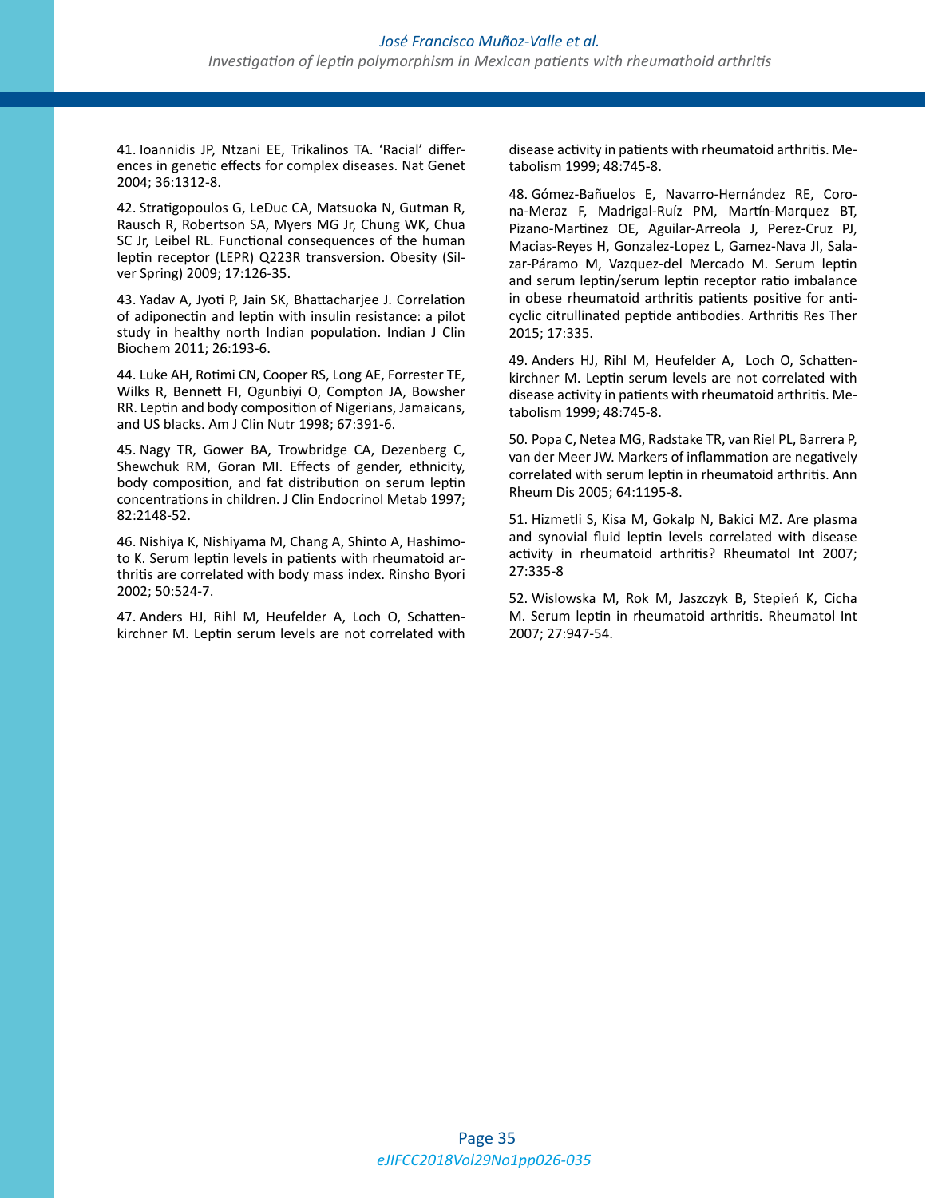41. Ioannidis JP, Ntzani EE, Trikalinos TA. 'Racial' differences in genetic effects for complex diseases. Nat Genet 2004; 36:1312-8.

42. Stratigopoulos G, LeDuc CA, Matsuoka N, Gutman R, Rausch R, Robertson SA, Myers MG Jr, Chung WK, Chua SC Jr, Leibel RL. Functional consequences of the human leptin receptor (LEPR) Q223R transversion. Obesity (Silver Spring) 2009; 17:126-35.

43. Yadav A, Jyoti P, Jain SK, Bhattacharjee J. Correlation of adiponectin and leptin with insulin resistance: a pilot study in healthy north Indian population. Indian J Clin Biochem 2011; 26:193-6.

44. Luke AH, Rotimi CN, Cooper RS, Long AE, Forrester TE, Wilks R, Bennett FI, Ogunbiyi O, Compton JA, Bowsher RR. Leptin and body composition of Nigerians, Jamaicans, and US blacks. Am J Clin Nutr 1998; 67:391-6.

45. Nagy TR, Gower BA, Trowbridge CA, Dezenberg C, Shewchuk RM, Goran MI. Effects of gender, ethnicity, body composition, and fat distribution on serum leptin concentrations in children. J Clin Endocrinol Metab 1997; 82:2148-52.

46. Nishiya K, Nishiyama M, Chang A, Shinto A, Hashimoto K. Serum leptin levels in patients with rheumatoid arthritis are correlated with body mass index. Rinsho Byori 2002; 50:524-7.

47. Anders HJ, Rihl M, Heufelder A, Loch O, Schattenkirchner M. Leptin serum levels are not correlated with disease activity in patients with rheumatoid arthritis. Metabolism 1999; 48:745-8.

48. Gómez-Bañuelos E, Navarro-Hernández RE, Corona-Meraz F, Madrigal-Ruíz PM, Martín-Marquez BT, Pizano-Martinez OE, Aguilar-Arreola J, Perez-Cruz PJ, Macias-Reyes H, Gonzalez-Lopez L, Gamez-Nava JI, Salazar-Páramo M, Vazquez-del Mercado M. Serum leptin and serum leptin/serum leptin receptor ratio imbalance in obese rheumatoid arthritis patients positive for anti-cyclic citrullinated peptide antibodies. Arthritis Res Ther 2015; 17:335.

49. Anders HJ, Rihl M, Heufelder A, Loch O, Schattenkirchner M. Leptin serum levels are not correlated with disease activity in patients with rheumatoid arthritis. Metabolism 1999; 48:745-8.

50. Popa C, Netea MG, Radstake TR, van Riel PL, Barrera P, van der Meer JW. Markers of inflammation are negatively correlated with serum leptin in rheumatoid arthritis. Ann Rheum Dis 2005; 64:1195-8.

51. Hizmetli S, Kisa M, Gokalp N, Bakici MZ. Are plasma and synovial fluid leptin levels correlated with disease activity in rheumatoid arthritis? Rheumatol Int 2007; 27:335-8

52. Wislowska M, Rok M, Jaszczyk B, Stepień K, Cicha M. Serum leptin in rheumatoid arthritis. Rheumatol Int 2007; 27:947-54.